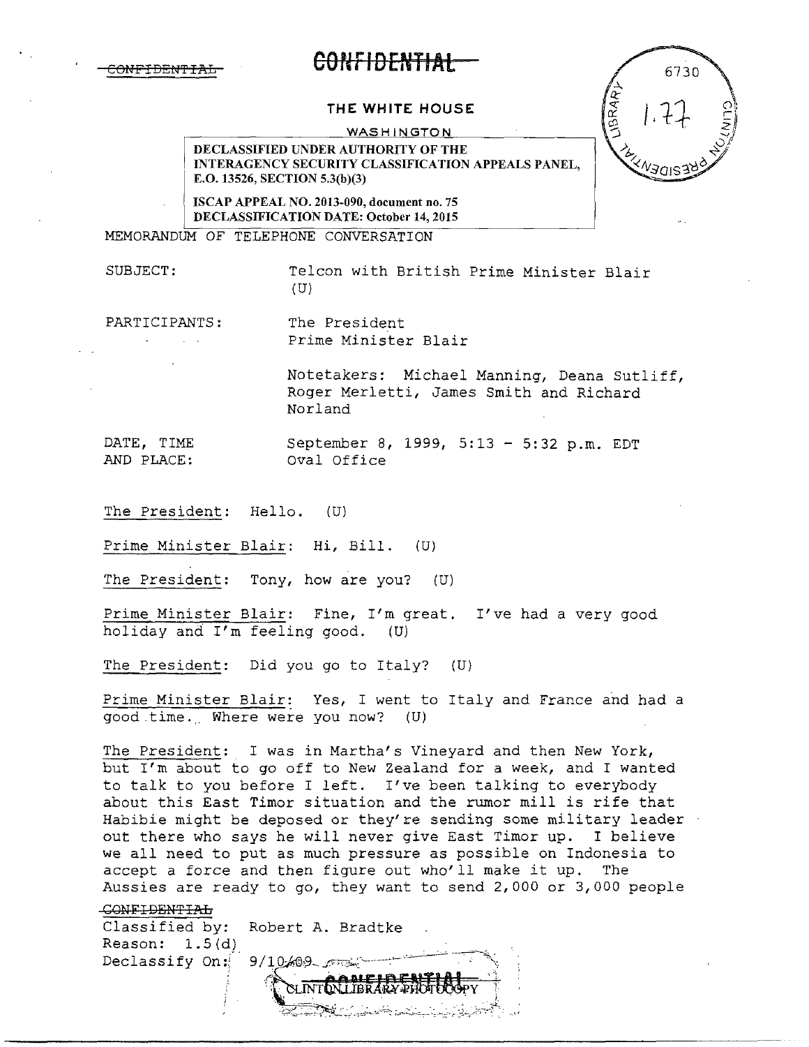~~CONFIDENTIAL~~

# ~~CONFIDENTIAL~~

**THE WHITE HOUSE**

WASHINGTON

**DECLASSIFIED UNDER AUTHORITY OF THE INTERAGENCY SECURITY CLASSIFICATION APPEALS PANEL, E.O. 13526, SECTION 5.3(b)(3)**

**ISCAP APPEAL NO. 2013-090, document no. 75**
**DECLASSIFICATION DATE: October 14, 2015**

6730
1.77

MEMORANDUM OF TELEPHONE CONVERSATION

SUBJECT: Telcon with British Prime Minister Blair (U)

PARTICIPANTS: The President
Prime Minister Blair

Notetakers: Michael Manning, Deana Sutliff, Roger Merletti, James Smith and Richard Norland

DATE, TIME AND PLACE: September 8, 1999, 5:13 - 5:32 p.m. EDT
Oval Office

The President: Hello. (U)

Prime Minister Blair: Hi, Bill. (U)

The President: Tony, how are you? (U)

Prime Minister Blair: Fine, I'm great. I've had a very good holiday and I'm feeling good. (U)

The President: Did you go to Italy? (U)

Prime Minister Blair: Yes, I went to Italy and France and had a good time. Where were you now? (U)

The President: I was in Martha's Vineyard and then New York, but I'm about to go off to New Zealand for a week, and I wanted to talk to you before I left. I've been talking to everybody about this East Timor situation and the rumor mill is rife that Habibie might be deposed or they're sending some military leader out there who says he will never give East Timor up. I believe we all need to put as much pressure as possible on Indonesia to accept a force and then figure out who'll make it up. The Aussies are ready to go, they want to send 2,000 or 3,000 people

~~CONFIDENTIAL~~
Classified by: Robert A. Bradtke
Reason: 1.5(d)
Declassify On: 9/10/09

~~CONFIDENTIAL~~
CLINTON LIBRARY PHOTOCOPY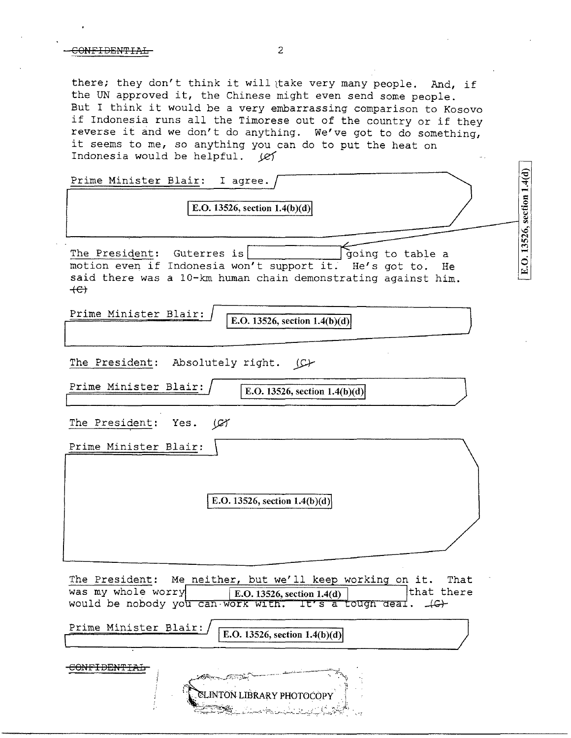CONFIDENTIAL

there; they don't think it will take very many people. And, if the UN approved it, the Chinese might even send some people. But I think it would be a very embarrassing comparison to Kosovo if Indonesia runs all the Timorese out of the country or if they reverse it and we don't do anything. We've got to do something, it seems to me, so anything you can do to put the heat on Indonesia would be helpful. (C)

Prime Minister Blair: I agree. [E.O. 13526, section 1.4(b)(d)]

The President: Guterres is [E.O. 13526, section 1.4(d)] going to table a motion even if Indonesia won't support it. He's got to. He said there was a 10-km human chain demonstrating against him. (C)

Prime Minister Blair: [E.O. 13526, section 1.4(b)(d)]

The President: Absolutely right. (C)

Prime Minister Blair: [E.O. 13526, section 1.4(b)(d)]

The President: Yes. (C)

Prime Minister Blair: [E.O. 13526, section 1.4(b)(d)]

The President: Me neither, but we'll keep working on it. That was my whole worry [E.O. 13526, section 1.4(d)] that there would be nobody you can work with. It's a tough deal. (C)

Prime Minister Blair: [E.O. 13526, section 1.4(b)(d)]

CONFIDENTIAL

CLINTON LIBRARY PHOTOCOPY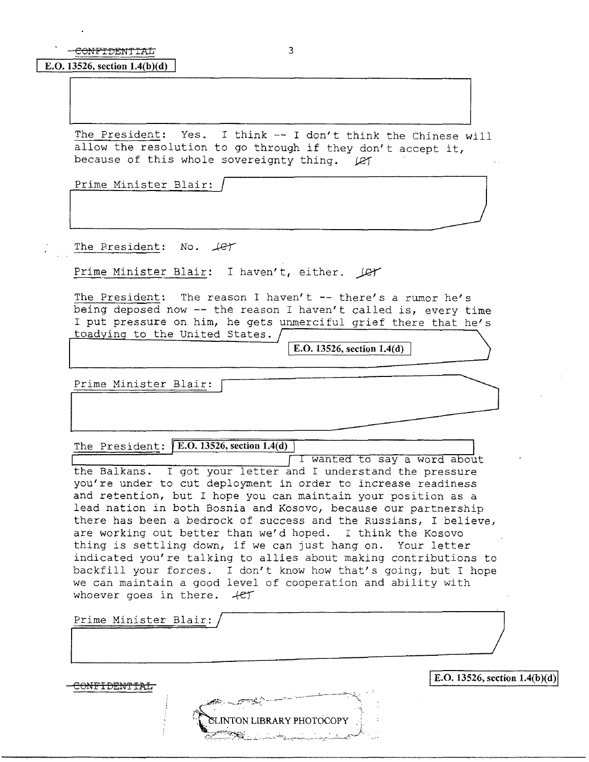CONFIDENTIAL

E.O. 13526, section 1.4(b)(d)

The President: Yes. I think -- I don't think the Chinese will allow the resolution to go through if they don't accept it, because of this whole sovereignty thing. (C)

Prime Minister Blair:

The President: No. (C)

Prime Minister Blair: I haven't, either. (C)

The President: The reason I haven't -- there's a rumor he's being deposed now -- the reason I haven't called is, every time I put pressure on him, he gets unmerciful grief there that he's toadying to the United States.

E.O. 13526, section 1.4(d)

Prime Minister Blair:

The President: E.O. 13526, section 1.4(d) I wanted to say a word about the Balkans. I got your letter and I understand the pressure you're under to cut deployment in order to increase readiness and retention, but I hope you can maintain your position as a lead nation in both Bosnia and Kosovo, because our partnership there has been a bedrock of success and the Russians, I believe, are working out better than we'd hoped. I think the Kosovo thing is settling down, if we can just hang on. Your letter indicated you're talking to allies about making contributions to backfill your forces. I don't know how that's going, but I hope we can maintain a good level of cooperation and ability with whoever goes in there. (C)

Prime Minister Blair:

CONFIDENTIAL

E.O. 13526, section 1.4(b)(d)

CLINTON LIBRARY PHOTOCOPY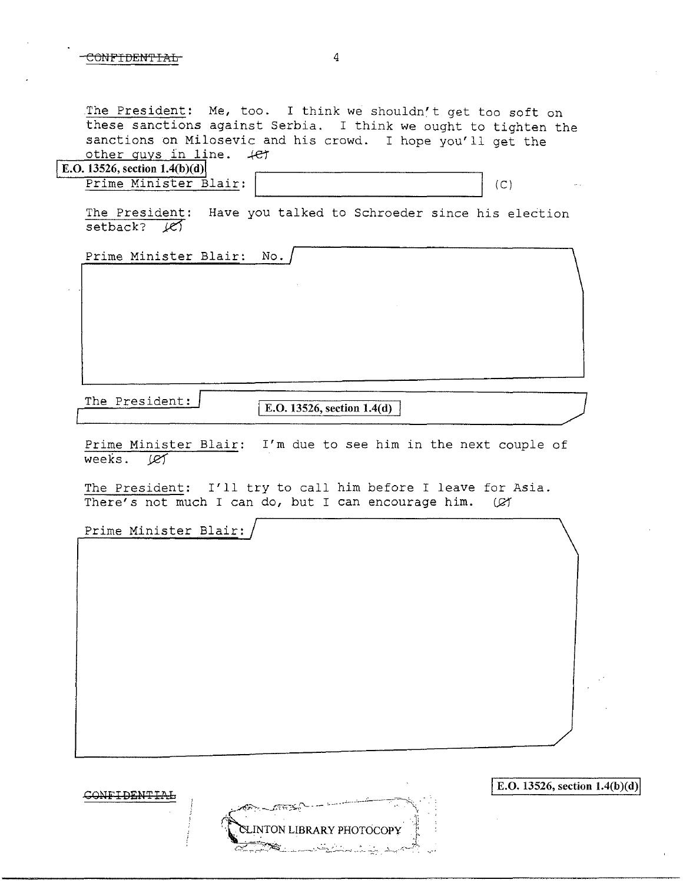The President: Me, too. I think we shouldn't get too soft on these sanctions against Serbia. I think we ought to tighten the sanctions on Milosevic and his crowd. I hope you'll get the other guys in line. (C)

E.O. 13526, section 1.4(b)(d)

Prime Minister Blair: (C)

The President: Have you talked to Schroeder since his election setback? (C)

Prime Minister Blair: No.

The President: E.O. 13526, section 1.4(d)

Prime Minister Blair: I'm due to see him in the next couple of weeks. (C)

The President: I'll try to call him before I leave for Asia. There's not much I can do, but I can encourage him. (C)

Prime Minister Blair:

E.O. 13526, section 1.4(b)(d)

CLINTON LIBRARY PHOTOCOPY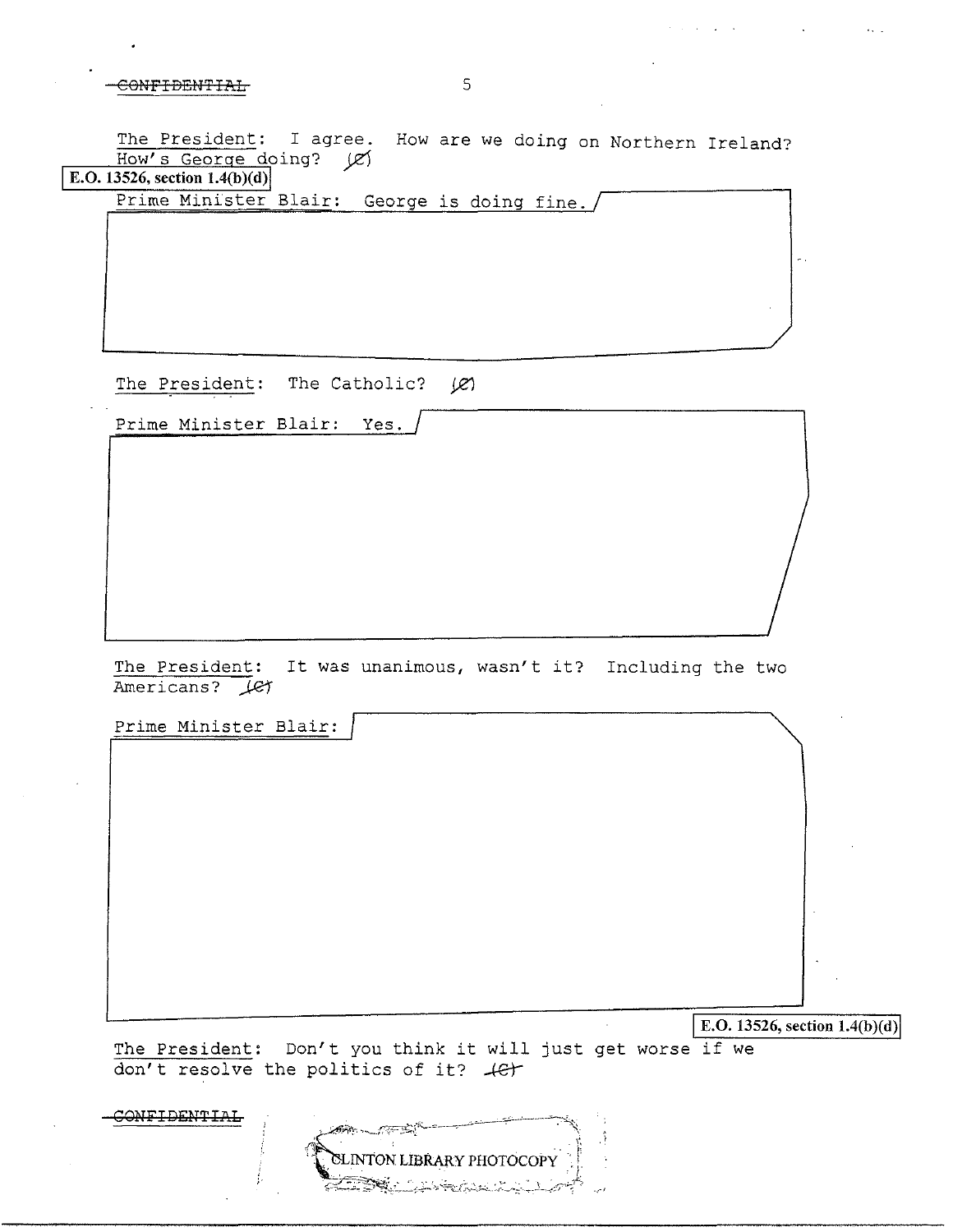The President: I agree. How are we doing on Northern Ireland? How's George doing? (C)

E.O. 13526, section 1.4(b)(d)

Prime Minister Blair: George is doing fine.

The President: The Catholic? (C)

Prime Minister Blair: Yes.

The President: It was unanimous, wasn't it? Including the two Americans? (C)

Prime Minister Blair:

E.O. 13526, section 1.4(b)(d)

The President: Don't you think it will just get worse if we don't resolve the politics of it? (C)

CONFIDENTIAL

CLINTON LIBRARY PHOTOCOPY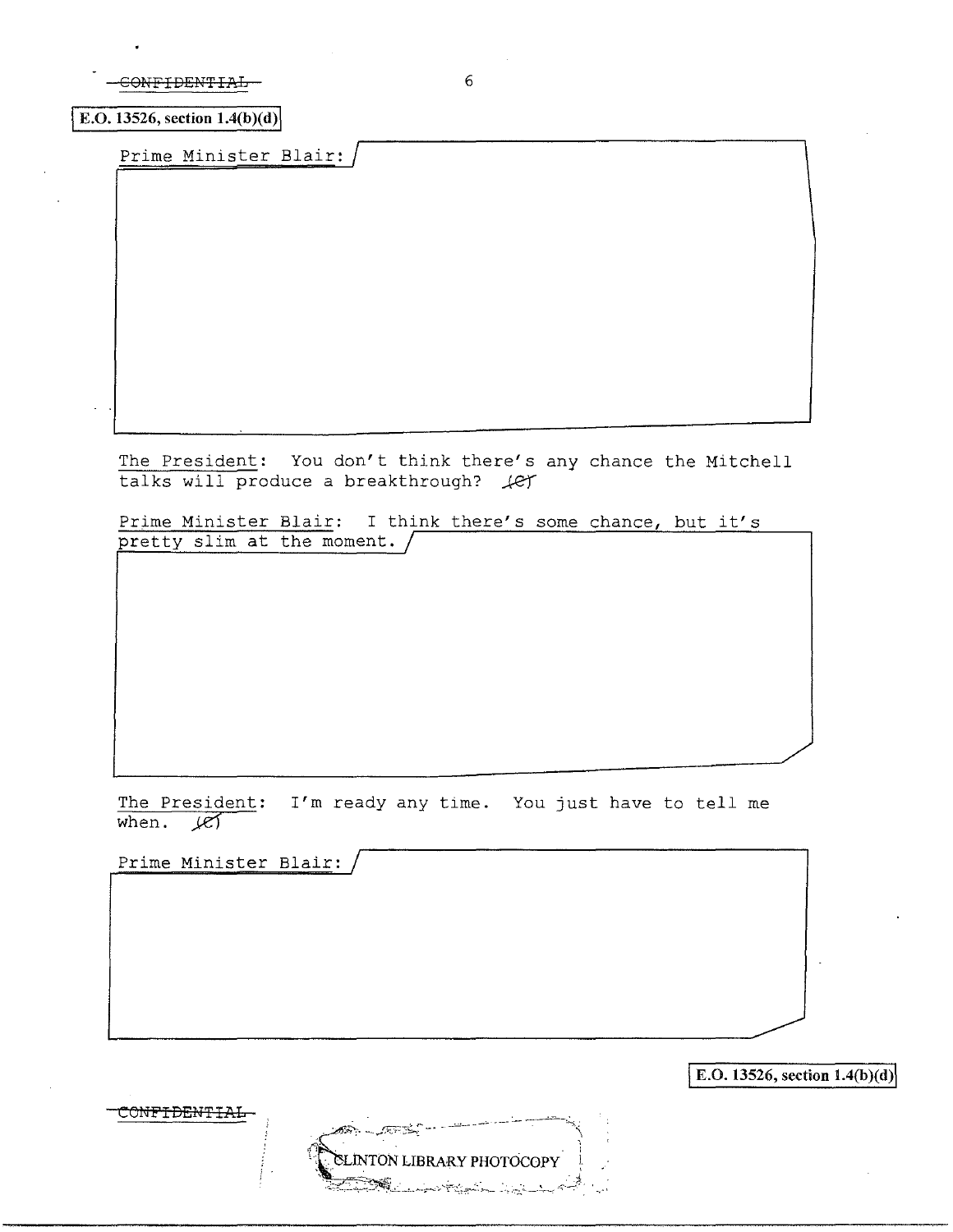~~CONFIDENTIAL~~

E.O. 13526, section 1.4(b)(d)

Prime Minister Blair:

The President: You don't think there's any chance the Mitchell talks will produce a breakthrough? (C)

Prime Minister Blair: I think there's some chance, but it's pretty slim at the moment.

The President: I'm ready any time. You just have to tell me when. (C)

Prime Minister Blair:

E.O. 13526, section 1.4(b)(d)

~~CONFIDENTIAL~~

CLINTON LIBRARY PHOTOCOPY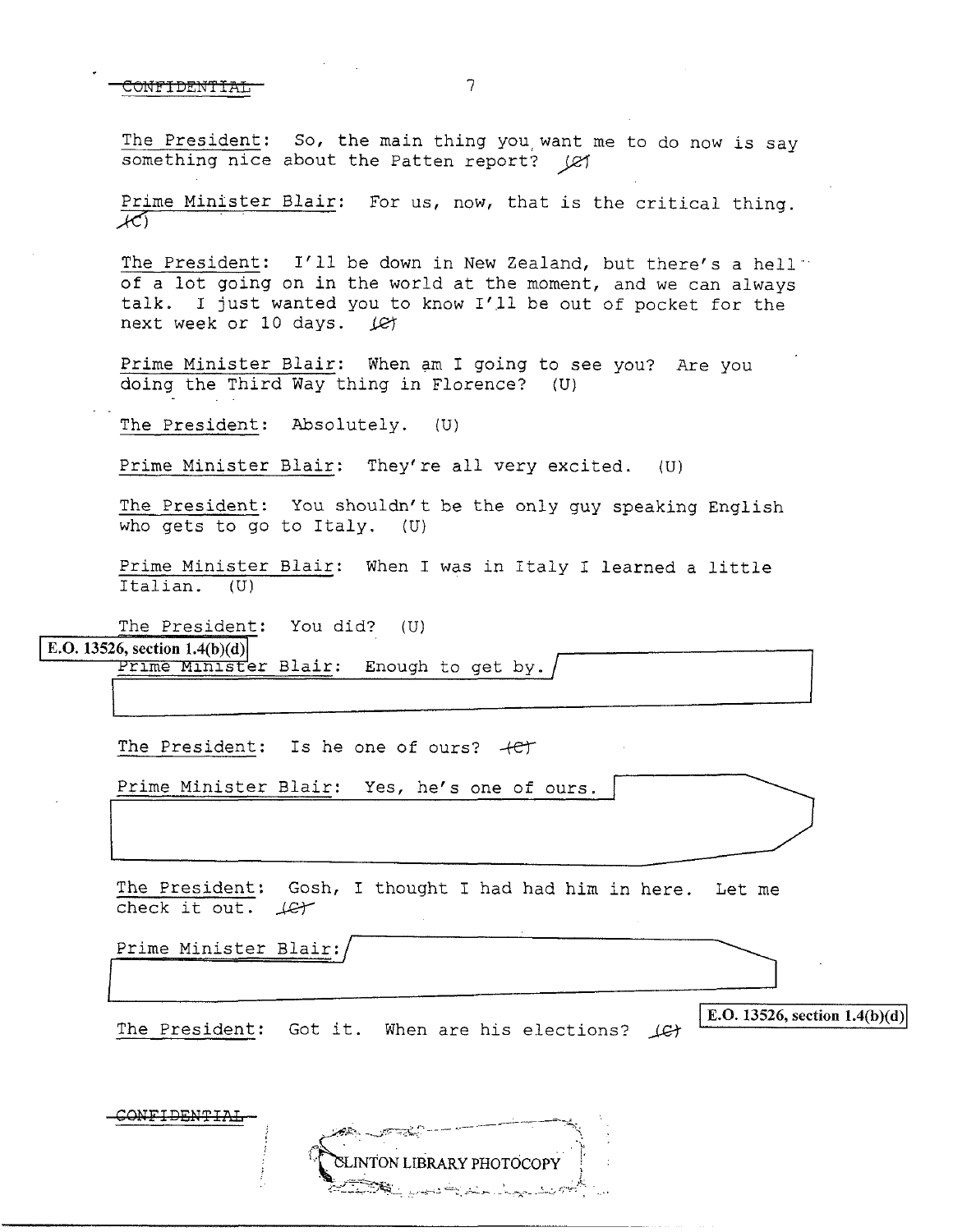CONFIDENTIAL

The President: So, the main thing you want me to do now is say something nice about the Patten report? (C)

Prime Minister Blair: For us, now, that is the critical thing. (C)

The President: I'll be down in New Zealand, but there's a hell of a lot going on in the world at the moment, and we can always talk. I just wanted you to know I'll be out of pocket for the next week or 10 days. (C)

Prime Minister Blair: When am I going to see you? Are you doing the Third Way thing in Florence? (U)

The President: Absolutely. (U)

Prime Minister Blair: They're all very excited. (U)

The President: You shouldn't be the only guy speaking English who gets to go to Italy. (U)

Prime Minister Blair: When I was in Italy I learned a little Italian. (U)

The President: You did? (U)

E.O. 13526, section 1.4(b)(d)

Prime Minister Blair: Enough to get by. [redacted]

The President: Is he one of ours? (C)

Prime Minister Blair: Yes, he's one of ours. [redacted]

The President: Gosh, I thought I had had him in here. Let me check it out. (C)

Prime Minister Blair: [redacted]

E.O. 13526, section 1.4(b)(d)

The President: Got it. When are his elections? (C)

CONFIDENTIAL

CLINTON LIBRARY PHOTOCOPY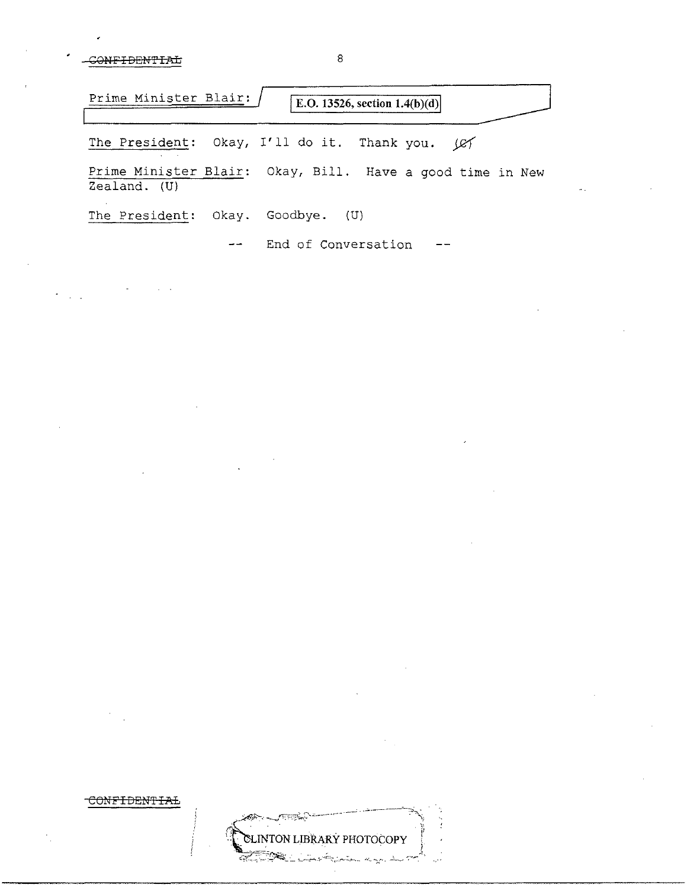Prime Minister Blair: E.O. 13526, section 1.4(b)(d)

The President: Okay, I'll do it. Thank you. (C)

Prime Minister Blair: Okay, Bill. Have a good time in New Zealand. (U)

The President: Okay. Goodbye. (U)

-- End of Conversation --

CLINTON LIBRARY PHOTOCOPY